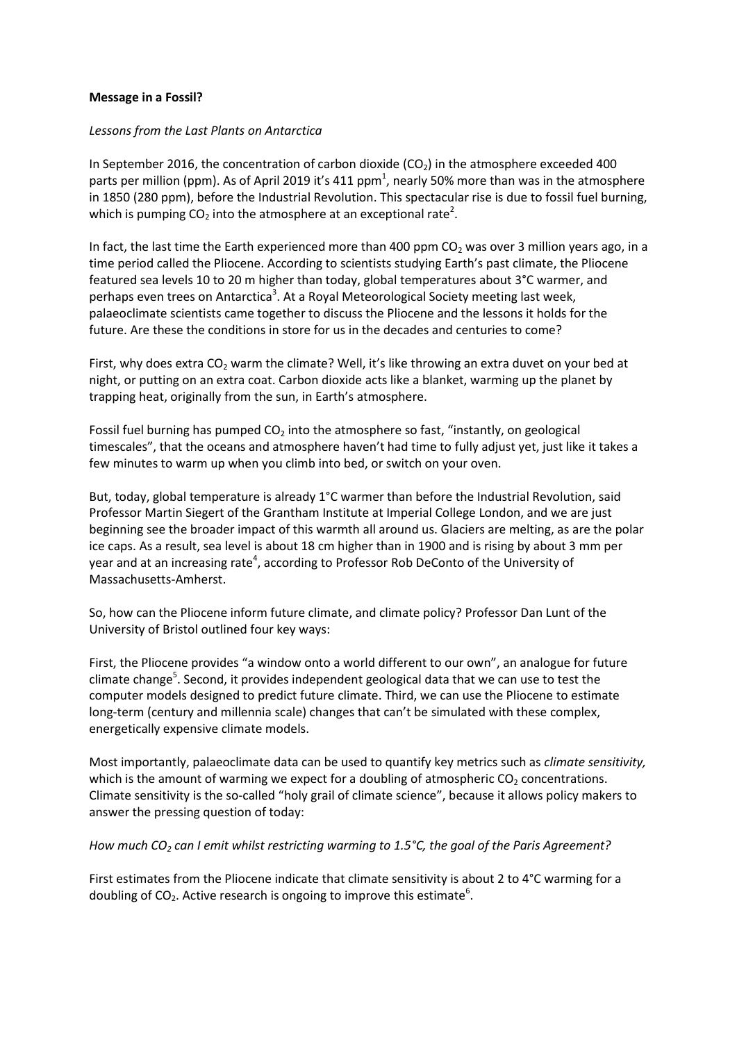**Message in a Fossil?**

*Lessons from the Last Plants on Antarctica*

In September 2016, the concentration of carbon dioxide ($CO_2$) in the atmosphere exceeded 400 parts per million (ppm). As of April 2019 it's 411 ppm[1], nearly 50% more than was in the atmosphere in 1850 (280 ppm), before the Industrial Revolution. This spectacular rise is due to fossil fuel burning, which is pumping $CO_2$ into the atmosphere at an exceptional rate[2].

In fact, the last time the Earth experienced more than 400 ppm $CO_2$ was over 3 million years ago, in a time period called the Pliocene. According to scientists studying Earth's past climate, the Pliocene featured sea levels 10 to 20 m higher than today, global temperatures about 3°C warmer, and perhaps even trees on Antarctica[3]. At a Royal Meteorological Society meeting last week, palaeoclimate scientists came together to discuss the Pliocene and the lessons it holds for the future. Are these the conditions in store for us in the decades and centuries to come?

First, why does extra $CO_2$ warm the climate? Well, it's like throwing an extra duvet on your bed at night, or putting on an extra coat. Carbon dioxide acts like a blanket, warming up the planet by trapping heat, originally from the sun, in Earth's atmosphere.

Fossil fuel burning has pumped $CO_2$ into the atmosphere so fast, "instantly, on geological timescales", that the oceans and atmosphere haven't had time to fully adjust yet, just like it takes a few minutes to warm up when you climb into bed, or switch on your oven.

But, today, global temperature is already 1°C warmer than before the Industrial Revolution, said Professor Martin Siegert of the Grantham Institute at Imperial College London, and we are just beginning see the broader impact of this warmth all around us. Glaciers are melting, as are the polar ice caps. As a result, sea level is about 18 cm higher than in 1900 and is rising by about 3 mm per year and at an increasing rate[4], according to Professor Rob DeConto of the University of Massachusetts-Amherst.

So, how can the Pliocene inform future climate, and climate policy? Professor Dan Lunt of the University of Bristol outlined four key ways:

First, the Pliocene provides "a window onto a world different to our own", an analogue for future climate change[5]. Second, it provides independent geological data that we can use to test the computer models designed to predict future climate. Third, we can use the Pliocene to estimate long-term (century and millennia scale) changes that can't be simulated with these complex, energetically expensive climate models.

Most importantly, palaeoclimate data can be used to quantify key metrics such as *climate sensitivity,* which is the amount of warming we expect for a doubling of atmospheric $CO_2$ concentrations. Climate sensitivity is the so-called "holy grail of climate science", because it allows policy makers to answer the pressing question of today:

*How much $CO_2$ can I emit whilst restricting warming to 1.5°C, the goal of the Paris Agreement?*

First estimates from the Pliocene indicate that climate sensitivity is about 2 to 4°C warming for a doubling of $CO_2$. Active research is ongoing to improve this estimate[6].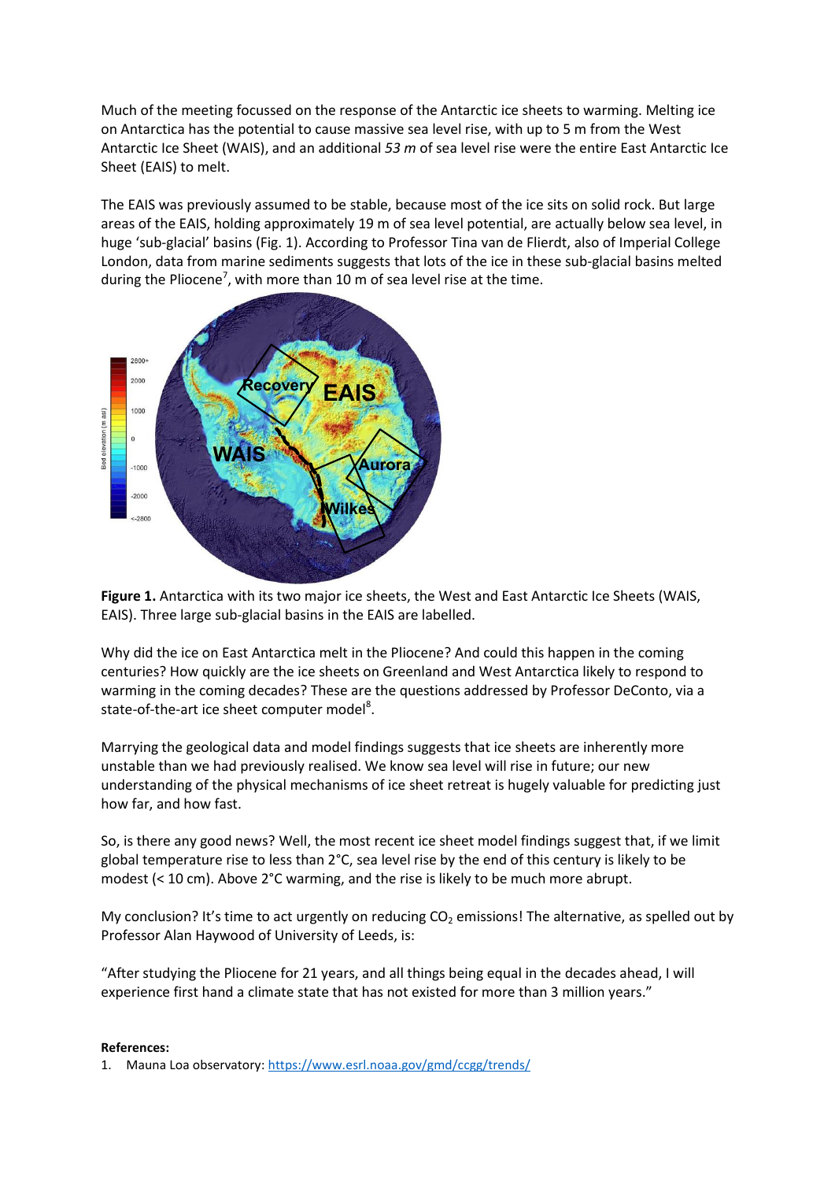Much of the meeting focussed on the response of the Antarctic ice sheets to warming. Melting ice on Antarctica has the potential to cause massive sea level rise, with up to 5 m from the West Antarctic Ice Sheet (WAIS), and an additional *53 m* of sea level rise were the entire East Antarctic Ice Sheet (EAIS) to melt.

The EAIS was previously assumed to be stable, because most of the ice sits on solid rock. But large areas of the EAIS, holding approximately 19 m of sea level potential, are actually below sea level, in huge 'sub-glacial' basins (Fig. 1). According to Professor Tina van de Flierdt, also of Imperial College London, data from marine sediments suggests that lots of the ice in these sub-glacial basins melted during the Pliocene[7], with more than 10 m of sea level rise at the time.

**Figure 1.** Antarctica with its two major ice sheets, the West and East Antarctic Ice Sheets (WAIS, EAIS). Three large sub-glacial basins in the EAIS are labelled.

Why did the ice on East Antarctica melt in the Pliocene? And could this happen in the coming centuries? How quickly are the ice sheets on Greenland and West Antarctica likely to respond to warming in the coming decades? These are the questions addressed by Professor DeConto, via a state-of-the-art ice sheet computer model[8].

Marrying the geological data and model findings suggests that ice sheets are inherently more unstable than we had previously realised. We know sea level will rise in future; our new understanding of the physical mechanisms of ice sheet retreat is hugely valuable for predicting just how far, and how fast.

So, is there any good news? Well, the most recent ice sheet model findings suggest that, if we limit global temperature rise to less than 2°C, sea level rise by the end of this century is likely to be modest (< 10 cm). Above 2°C warming, and the rise is likely to be much more abrupt.

My conclusion? It's time to act urgently on reducing $CO_2$ emissions! The alternative, as spelled out by Professor Alan Haywood of University of Leeds, is:

"After studying the Pliocene for 21 years, and all things being equal in the decades ahead, I will experience first hand a climate state that has not existed for more than 3 million years."

**References:**

1. Mauna Loa observatory: https://www.esrl.noaa.gov/gmd/ccgg/trends/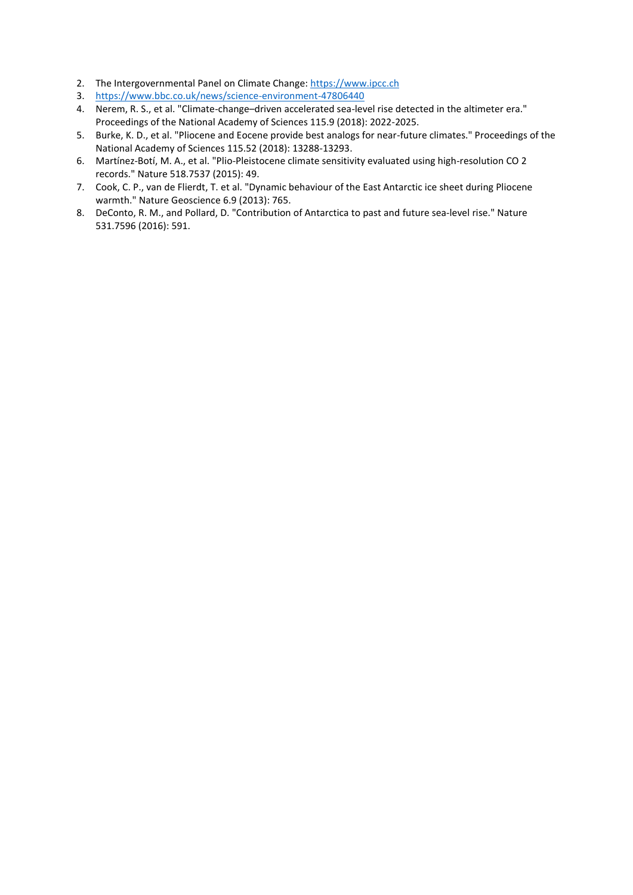2. The Intergovernmental Panel on Climate Change: https://www.ipcc.ch
3. https://www.bbc.co.uk/news/science-environment-47806440
4. Nerem, R. S., et al. "Climate-change–driven accelerated sea-level rise detected in the altimeter era." Proceedings of the National Academy of Sciences 115.9 (2018): 2022-2025.
5. Burke, K. D., et al. "Pliocene and Eocene provide best analogs for near-future climates." Proceedings of the National Academy of Sciences 115.52 (2018): 13288-13293.
6. Martínez-Botí, M. A., et al. "Plio-Pleistocene climate sensitivity evaluated using high-resolution CO 2 records." Nature 518.7537 (2015): 49.
7. Cook, C. P., van de Flierdt, T. et al. "Dynamic behaviour of the East Antarctic ice sheet during Pliocene warmth." Nature Geoscience 6.9 (2013): 765.
8. DeConto, R. M., and Pollard, D. "Contribution of Antarctica to past and future sea-level rise." Nature 531.7596 (2016): 591.